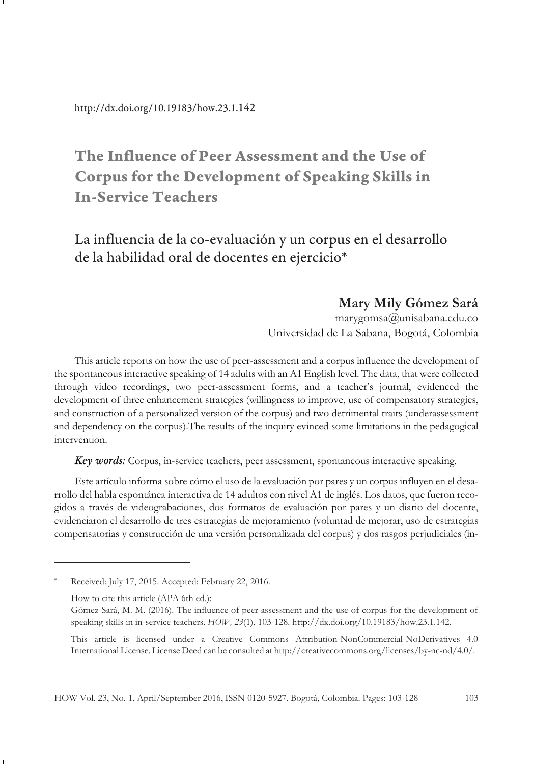http://dx.doi.org/10.19183/how.23.1.142

# The Influence of Peer Assessment and the Use of Corpus for the Development of Speaking Skills in In-Service Teachers

## La influencia de la co-evaluación y un corpus en el desarrollo de la habilidad oral de docentes en ejercicio*

**Mary Mily Gómez Sará**
marygomsa@unisabana.edu.co
Universidad de La Sabana, Bogotá, Colombia

This article reports on how the use of peer-assessment and a corpus influence the development of the spontaneous interactive speaking of 14 adults with an A1 English level. The data, that were collected through video recordings, two peer-assessment forms, and a teacher's journal, evidenced the development of three enhancement strategies (willingness to improve, use of compensatory strategies, and construction of a personalized version of the corpus) and two detrimental traits (underassessment and dependency on the corpus).The results of the inquiry evinced some limitations in the pedagogical intervention.

***Key words:*** Corpus, in-service teachers, peer assessment, spontaneous interactive speaking.

Este artículo informa sobre cómo el uso de la evaluación por pares y un corpus influyen en el desarrollo del habla espontánea interactiva de 14 adultos con nivel A1 de inglés. Los datos, que fueron recogidos a través de videograbaciones, dos formatos de evaluación por pares y un diario del docente, evidenciaron el desarrollo de tres estrategias de mejoramiento (voluntad de mejorar, uso de estrategias compensatorias y construcción de una versión personalizada del corpus) y dos rasgos perjudiciales (in-

---

* Received: July 17, 2015. Accepted: February 22, 2016.

How to cite this article (APA 6th ed.):
Gómez Sará, M. M. (2016). The influence of peer assessment and the use of corpus for the development of speaking skills in in-service teachers. *HOW, 23*(1), 103-128. http://dx.doi.org/10.19183/how.23.1.142.

This article is licensed under a Creative Commons Attribution-NonCommercial-NoDerivatives 4.0 International License. License Deed can be consulted at http://creativecommons.org/licenses/by-nc-nd/4.0/.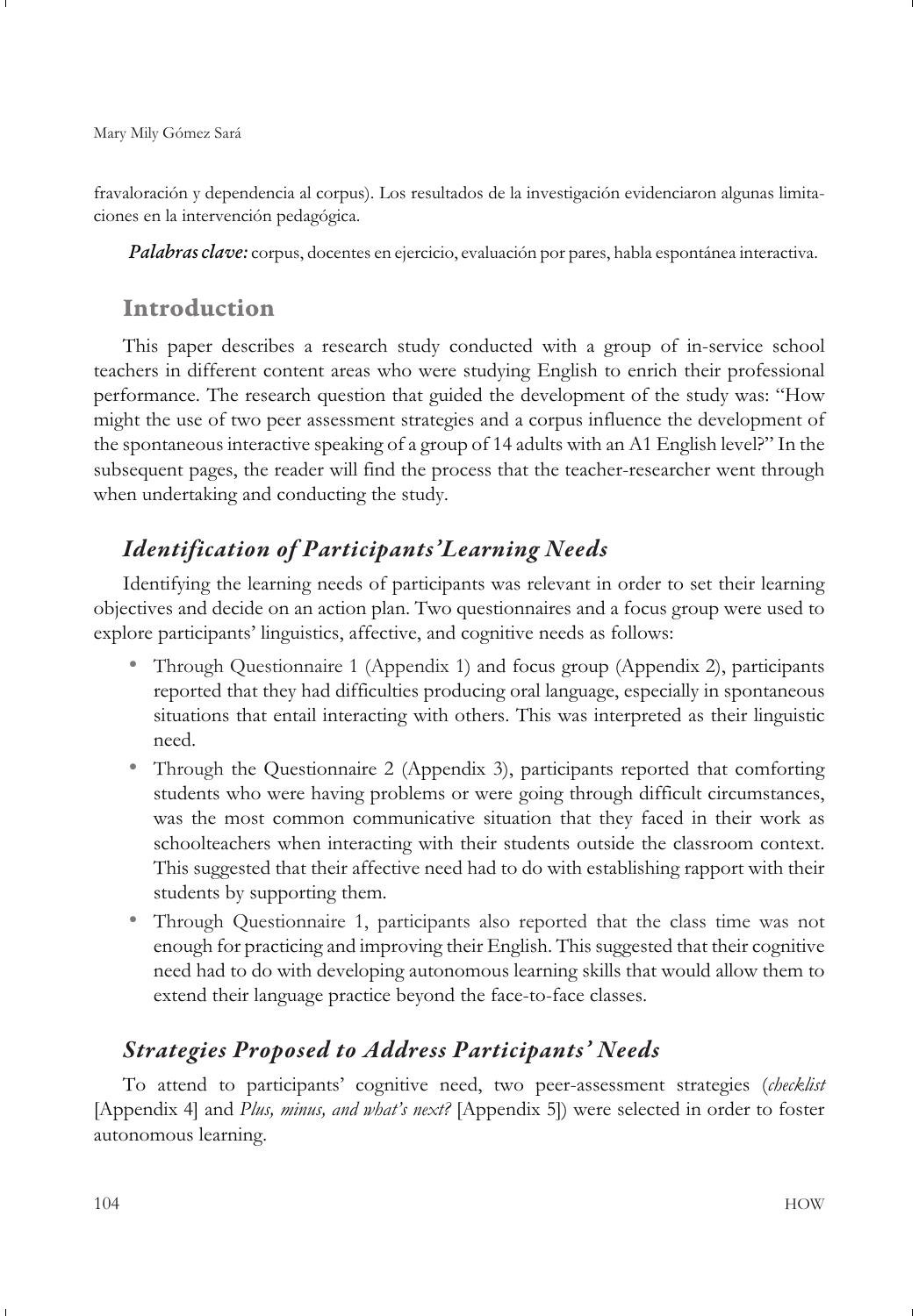fravaloración y dependencia al corpus). Los resultados de la investigación evidenciaron algunas limitaciones en la intervención pedagógica.

***Palabras clave:*** corpus, docentes en ejercicio, evaluación por pares, habla espontánea interactiva.

## Introduction

This paper describes a research study conducted with a group of in-service school teachers in different content areas who were studying English to enrich their professional performance. The research question that guided the development of the study was: "How might the use of two peer assessment strategies and a corpus influence the development of the spontaneous interactive speaking of a group of 14 adults with an A1 English level?" In the subsequent pages, the reader will find the process that the teacher-researcher went through when undertaking and conducting the study.

### *Identification of Participants' Learning Needs*

Identifying the learning needs of participants was relevant in order to set their learning objectives and decide on an action plan. Two questionnaires and a focus group were used to explore participants' linguistics, affective, and cognitive needs as follows:

- Through Questionnaire 1 (Appendix 1) and focus group (Appendix 2), participants reported that they had difficulties producing oral language, especially in spontaneous situations that entail interacting with others. This was interpreted as their linguistic need.
- Through the Questionnaire 2 (Appendix 3), participants reported that comforting students who were having problems or were going through difficult circumstances, was the most common communicative situation that they faced in their work as schoolteachers when interacting with their students outside the classroom context. This suggested that their affective need had to do with establishing rapport with their students by supporting them.
- Through Questionnaire 1, participants also reported that the class time was not enough for practicing and improving their English. This suggested that their cognitive need had to do with developing autonomous learning skills that would allow them to extend their language practice beyond the face-to-face classes.

### *Strategies Proposed to Address Participants' Needs*

To attend to participants' cognitive need, two peer-assessment strategies (*checklist* [Appendix 4] and *Plus, minus, and what's next?* [Appendix 5]) were selected in order to foster autonomous learning.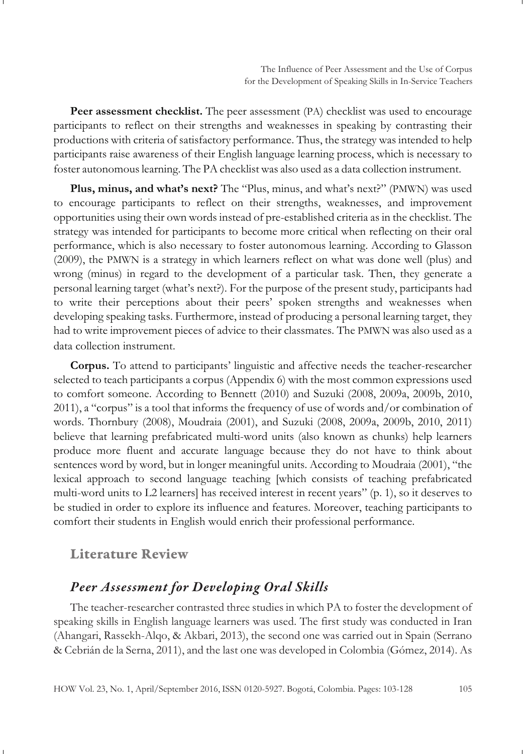**Peer assessment checklist.** The peer assessment (PA) checklist was used to encourage participants to reflect on their strengths and weaknesses in speaking by contrasting their productions with criteria of satisfactory performance. Thus, the strategy was intended to help participants raise awareness of their English language learning process, which is necessary to foster autonomous learning. The PA checklist was also used as a data collection instrument.

**Plus, minus, and what's next?** The "Plus, minus, and what's next?" (PMWN) was used to encourage participants to reflect on their strengths, weaknesses, and improvement opportunities using their own words instead of pre-established criteria as in the checklist. The strategy was intended for participants to become more critical when reflecting on their oral performance, which is also necessary to foster autonomous learning. According to Glasson (2009), the PMWN is a strategy in which learners reflect on what was done well (plus) and wrong (minus) in regard to the development of a particular task. Then, they generate a personal learning target (what's next?). For the purpose of the present study, participants had to write their perceptions about their peers' spoken strengths and weaknesses when developing speaking tasks. Furthermore, instead of producing a personal learning target, they had to write improvement pieces of advice to their classmates. The PMWN was also used as a data collection instrument.

**Corpus.** To attend to participants' linguistic and affective needs the teacher-researcher selected to teach participants a corpus (Appendix 6) with the most common expressions used to comfort someone. According to Bennett (2010) and Suzuki (2008, 2009a, 2009b, 2010, 2011), a "corpus" is a tool that informs the frequency of use of words and/or combination of words. Thornbury (2008), Moudraia (2001), and Suzuki (2008, 2009a, 2009b, 2010, 2011) believe that learning prefabricated multi-word units (also known as chunks) help learners produce more fluent and accurate language because they do not have to think about sentences word by word, but in longer meaningful units. According to Moudraia (2001), "the lexical approach to second language teaching [which consists of teaching prefabricated multi-word units to L2 learners] has received interest in recent years" (p. 1), so it deserves to be studied in order to explore its influence and features. Moreover, teaching participants to comfort their students in English would enrich their professional performance.

## Literature Review

### *Peer Assessment for Developing Oral Skills*

The teacher-researcher contrasted three studies in which PA to foster the development of speaking skills in English language learners was used. The first study was conducted in Iran (Ahangari, Rassekh-Alqo, & Akbari, 2013), the second one was carried out in Spain (Serrano & Cebrián de la Serna, 2011), and the last one was developed in Colombia (Gómez, 2014). As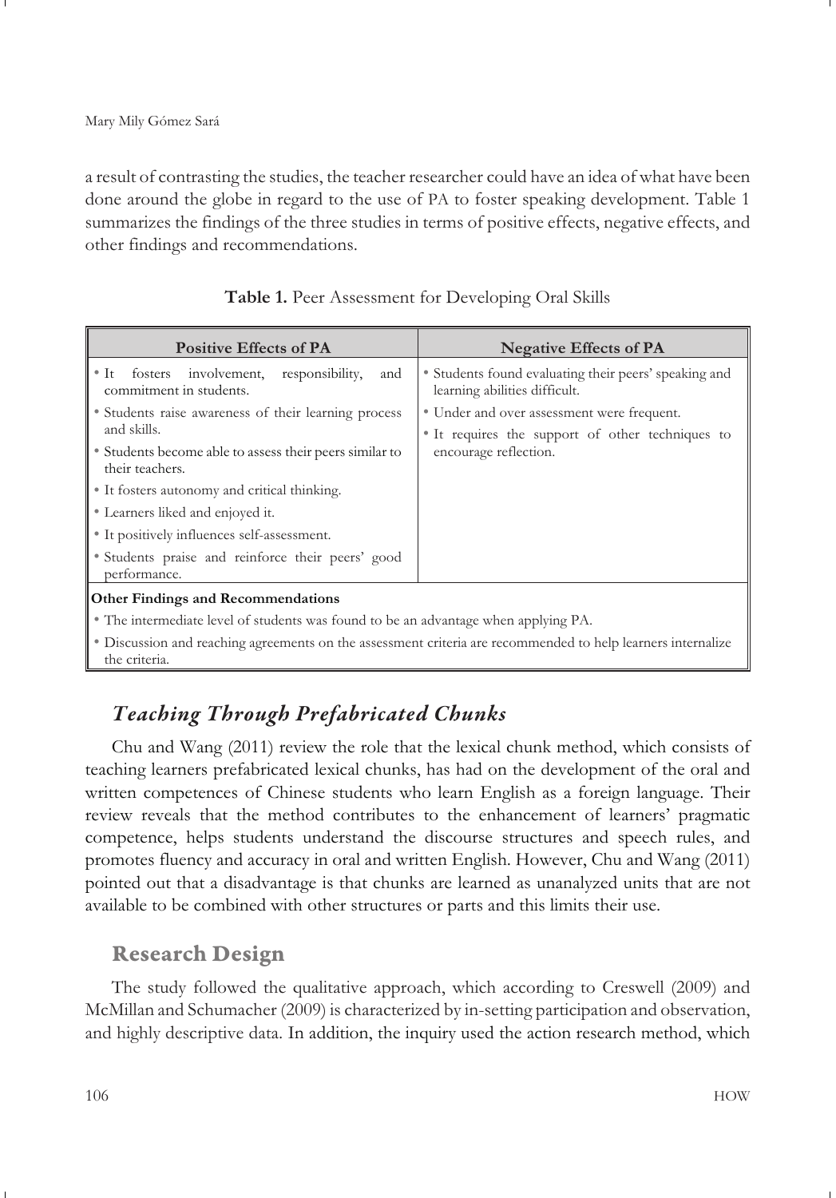a result of contrasting the studies, the teacher researcher could have an idea of what have been done around the globe in regard to the use of PA to foster speaking development. Table 1 summarizes the findings of the three studies in terms of positive effects, negative effects, and other findings and recommendations.

**Table 1.** Peer Assessment for Developing Oral Skills

| Positive Effects of PA | Negative Effects of PA |
|---|---|
| • It fosters involvement, responsibility, and commitment in students.<br>• Students raise awareness of their learning process and skills.<br>• Students become able to assess their peers similar to their teachers.<br>• It fosters autonomy and critical thinking.<br>• Learners liked and enjoyed it.<br>• It positively influences self-assessment.<br>• Students praise and reinforce their peers' good performance. | • Students found evaluating their peers' speaking and learning abilities difficult.<br>• Under and over assessment were frequent.<br>• It requires the support of other techniques to encourage reflection. |
| **Other Findings and Recommendations** | |
| • The intermediate level of students was found to be an advantage when applying PA.<br>• Discussion and reaching agreements on the assessment criteria are recommended to help learners internalize the criteria. | |

### *Teaching Through Prefabricated Chunks*

Chu and Wang (2011) review the role that the lexical chunk method, which consists of teaching learners prefabricated lexical chunks, has had on the development of the oral and written competences of Chinese students who learn English as a foreign language. Their review reveals that the method contributes to the enhancement of learners' pragmatic competence, helps students understand the discourse structures and speech rules, and promotes fluency and accuracy in oral and written English. However, Chu and Wang (2011) pointed out that a disadvantage is that chunks are learned as unanalyzed units that are not available to be combined with other structures or parts and this limits their use.

## Research Design

The study followed the qualitative approach, which according to Creswell (2009) and McMillan and Schumacher (2009) is characterized by in-setting participation and observation, and highly descriptive data. In addition, the inquiry used the action research method, which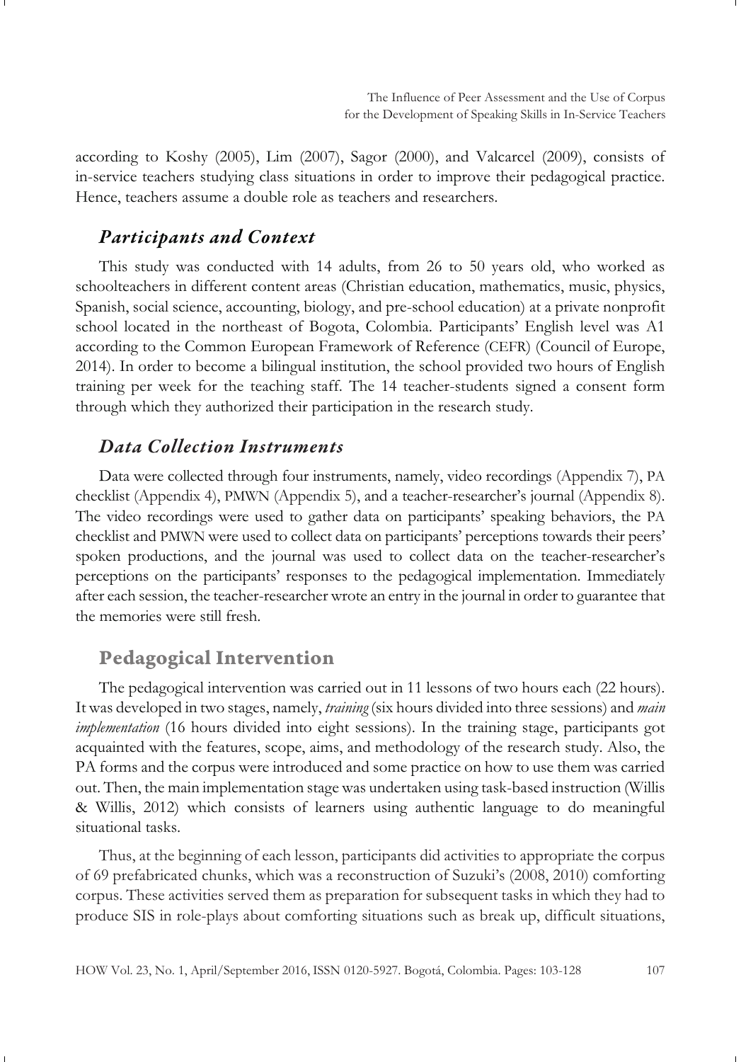according to Koshy (2005), Lim (2007), Sagor (2000), and Valcarcel (2009), consists of in-service teachers studying class situations in order to improve their pedagogical practice. Hence, teachers assume a double role as teachers and researchers.

### *Participants and Context*

This study was conducted with 14 adults, from 26 to 50 years old, who worked as schoolteachers in different content areas (Christian education, mathematics, music, physics, Spanish, social science, accounting, biology, and pre-school education) at a private nonprofit school located in the northeast of Bogota, Colombia. Participants' English level was A1 according to the Common European Framework of Reference (CEFR) (Council of Europe, 2014). In order to become a bilingual institution, the school provided two hours of English training per week for the teaching staff. The 14 teacher-students signed a consent form through which they authorized their participation in the research study.

### *Data Collection Instruments*

Data were collected through four instruments, namely, video recordings (Appendix 7), PA checklist (Appendix 4), PMWN (Appendix 5), and a teacher-researcher's journal (Appendix 8). The video recordings were used to gather data on participants' speaking behaviors, the PA checklist and PMWN were used to collect data on participants' perceptions towards their peers' spoken productions, and the journal was used to collect data on the teacher-researcher's perceptions on the participants' responses to the pedagogical implementation. Immediately after each session, the teacher-researcher wrote an entry in the journal in order to guarantee that the memories were still fresh.

## Pedagogical Intervention

The pedagogical intervention was carried out in 11 lessons of two hours each (22 hours). It was developed in two stages, namely, *training* (six hours divided into three sessions) and *main implementation* (16 hours divided into eight sessions). In the training stage, participants got acquainted with the features, scope, aims, and methodology of the research study. Also, the PA forms and the corpus were introduced and some practice on how to use them was carried out. Then, the main implementation stage was undertaken using task-based instruction (Willis & Willis, 2012) which consists of learners using authentic language to do meaningful situational tasks.

Thus, at the beginning of each lesson, participants did activities to appropriate the corpus of 69 prefabricated chunks, which was a reconstruction of Suzuki's (2008, 2010) comforting corpus. These activities served them as preparation for subsequent tasks in which they had to produce SIS in role-plays about comforting situations such as break up, difficult situations,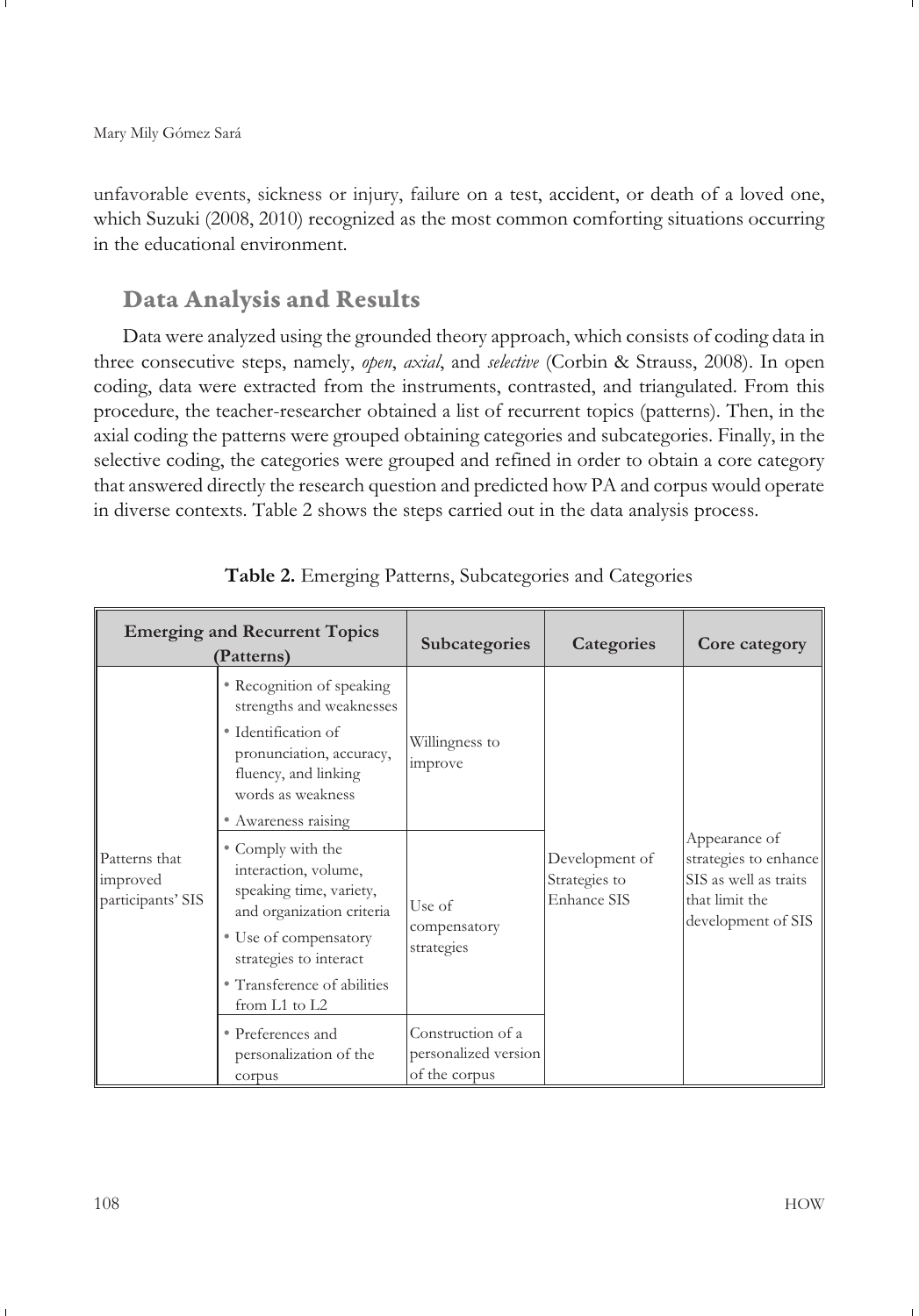unfavorable events, sickness or injury, failure on a test, accident, or death of a loved one, which Suzuki (2008, 2010) recognized as the most common comforting situations occurring in the educational environment.

## Data Analysis and Results

Data were analyzed using the grounded theory approach, which consists of coding data in three consecutive steps, namely, *open*, *axial*, and *selective* (Corbin & Strauss, 2008). In open coding, data were extracted from the instruments, contrasted, and triangulated. From this procedure, the teacher-researcher obtained a list of recurrent topics (patterns). Then, in the axial coding the patterns were grouped obtaining categories and subcategories. Finally, in the selective coding, the categories were grouped and refined in order to obtain a core category that answered directly the research question and predicted how PA and corpus would operate in diverse contexts. Table 2 shows the steps carried out in the data analysis process.

**Table 2.** Emerging Patterns, Subcategories and Categories

| Emerging and Recurrent Topics (Patterns) | | Subcategories | Categories | Core category |
|---|---|---|---|---|
| Patterns that improved participants' SIS | • Recognition of speaking strengths and weaknesses<br>• Identification of pronunciation, accuracy, fluency, and linking words as weakness<br>• Awareness raising | Willingness to improve | Development of Strategies to Enhance SIS | Appearance of strategies to enhance SIS as well as traits that limit the development of SIS |
| | • Comply with the interaction, volume, speaking time, variety, and organization criteria<br>• Use of compensatory strategies to interact<br>• Transference of abilities from L1 to L2 | Use of compensatory strategies | | |
| | • Preferences and personalization of the corpus | Construction of a personalized version of the corpus | | |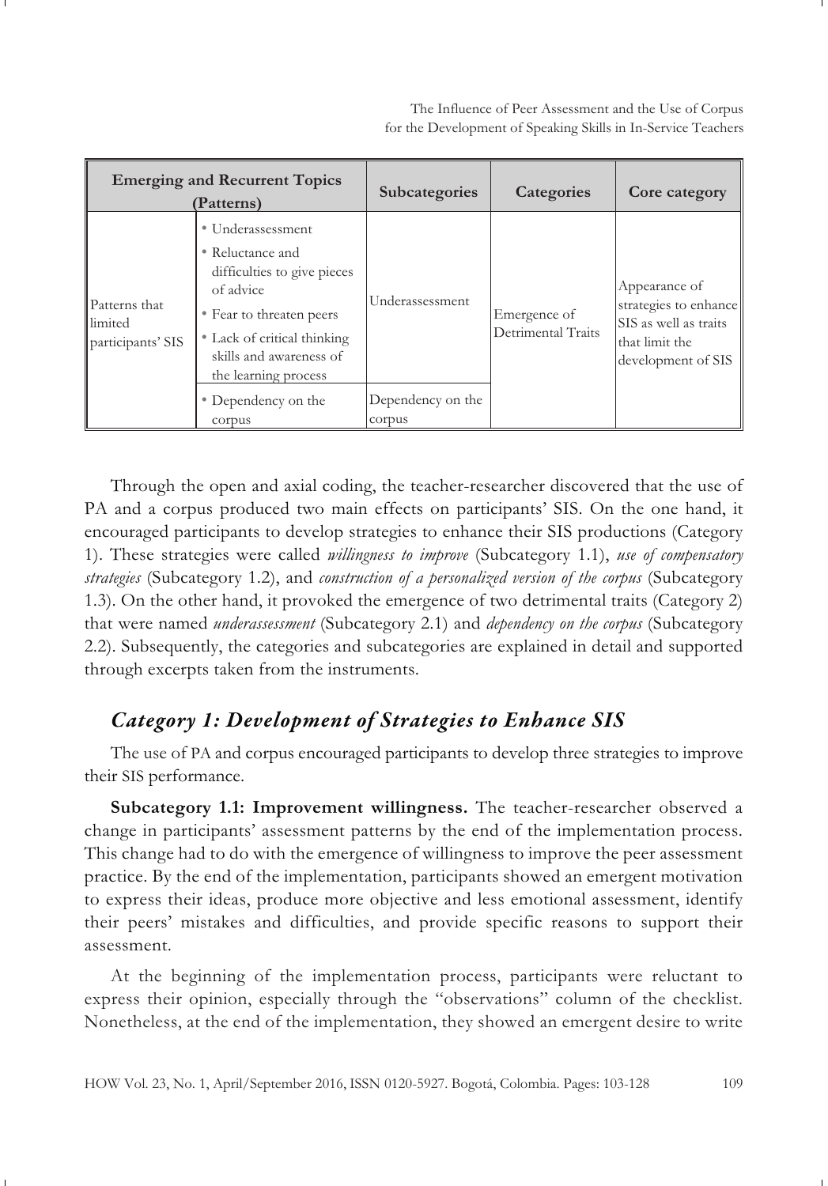| Emerging and Recurrent Topics (Patterns) | | Subcategories | Categories | Core category |
|---|---|---|---|---|
| Patterns that limited participants' SIS | • Underassessment<br>• Reluctance and difficulties to give pieces of advice<br>• Fear to threaten peers<br>• Lack of critical thinking skills and awareness of the learning process | Underassessment | Emergence of Detrimental Traits | Appearance of strategies to enhance SIS as well as traits that limit the development of SIS |
| | • Dependency on the corpus | Dependency on the corpus | | |

Through the open and axial coding, the teacher-researcher discovered that the use of PA and a corpus produced two main effects on participants' SIS. On the one hand, it encouraged participants to develop strategies to enhance their SIS productions (Category 1). These strategies were called *willingness to improve* (Subcategory 1.1), *use of compensatory strategies* (Subcategory 1.2), and *construction of a personalized version of the corpus* (Subcategory 1.3). On the other hand, it provoked the emergence of two detrimental traits (Category 2) that were named *underassessment* (Subcategory 2.1) and *dependency on the corpus* (Subcategory 2.2). Subsequently, the categories and subcategories are explained in detail and supported through excerpts taken from the instruments.

## *Category 1: Development of Strategies to Enhance SIS*

The use of PA and corpus encouraged participants to develop three strategies to improve their SIS performance.

**Subcategory 1.1: Improvement willingness.** The teacher-researcher observed a change in participants' assessment patterns by the end of the implementation process. This change had to do with the emergence of willingness to improve the peer assessment practice. By the end of the implementation, participants showed an emergent motivation to express their ideas, produce more objective and less emotional assessment, identify their peers' mistakes and difficulties, and provide specific reasons to support their assessment.

At the beginning of the implementation process, participants were reluctant to express their opinion, especially through the "observations" column of the checklist. Nonetheless, at the end of the implementation, they showed an emergent desire to write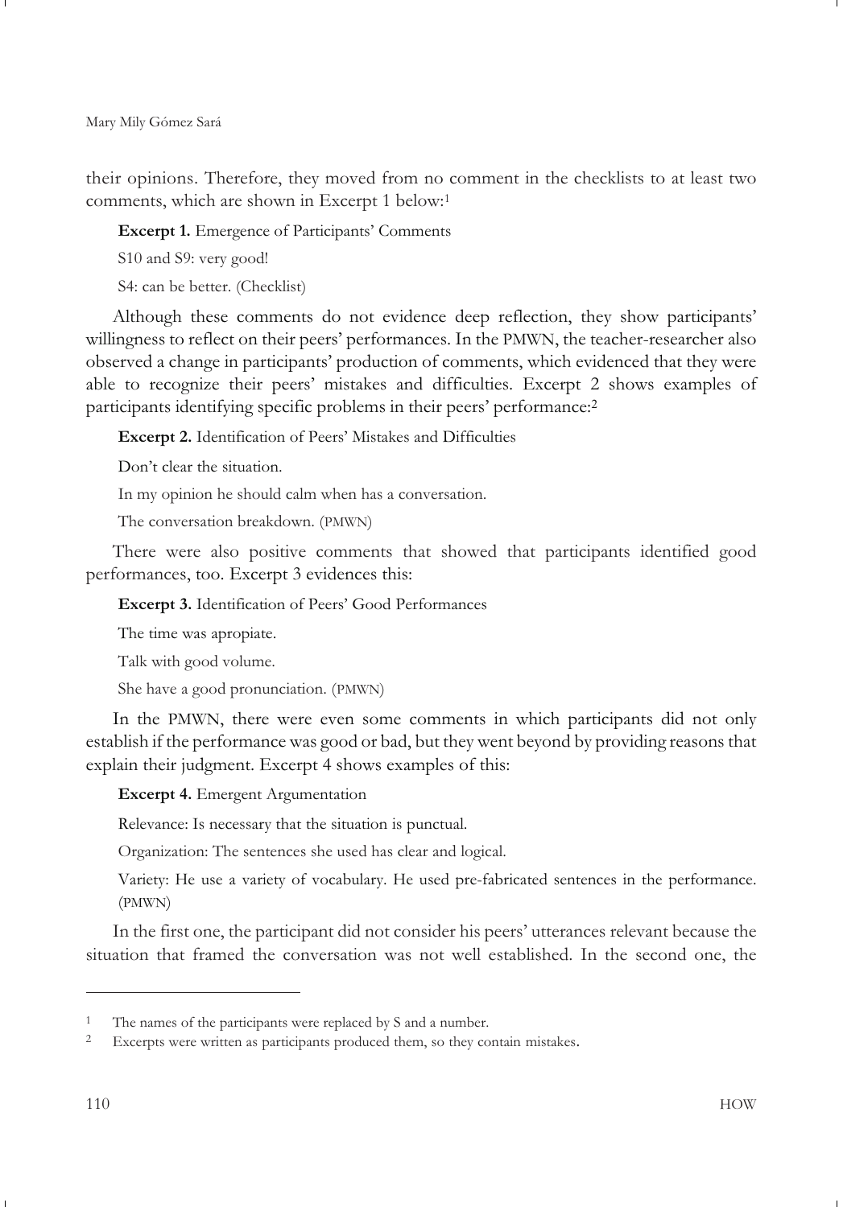their opinions. Therefore, they moved from no comment in the checklists to at least two comments, which are shown in Excerpt 1 below:[1]

**Excerpt 1.** Emergence of Participants' Comments

S10 and S9: very good!

S4: can be better. (Checklist)

Although these comments do not evidence deep reflection, they show participants' willingness to reflect on their peers' performances. In the PMWN, the teacher-researcher also observed a change in participants' production of comments, which evidenced that they were able to recognize their peers' mistakes and difficulties. Excerpt 2 shows examples of participants identifying specific problems in their peers' performance:[2]

**Excerpt 2.** Identification of Peers' Mistakes and Difficulties

Don't clear the situation.

In my opinion he should calm when has a conversation.

The conversation breakdown. (PMWN)

There were also positive comments that showed that participants identified good performances, too. Excerpt 3 evidences this:

**Excerpt 3.** Identification of Peers' Good Performances

The time was apropiate.

Talk with good volume.

She have a good pronunciation. (PMWN)

In the PMWN, there were even some comments in which participants did not only establish if the performance was good or bad, but they went beyond by providing reasons that explain their judgment. Excerpt 4 shows examples of this:

**Excerpt 4.** Emergent Argumentation

Relevance: Is necessary that the situation is punctual.

Organization: The sentences she used has clear and logical.

Variety: He use a variety of vocabulary. He used pre-fabricated sentences in the performance. (PMWN)

In the first one, the participant did not consider his peers' utterances relevant because the situation that framed the conversation was not well established. In the second one, the

---

[1] The names of the participants were replaced by S and a number.

[2] Excerpts were written as participants produced them, so they contain mistakes.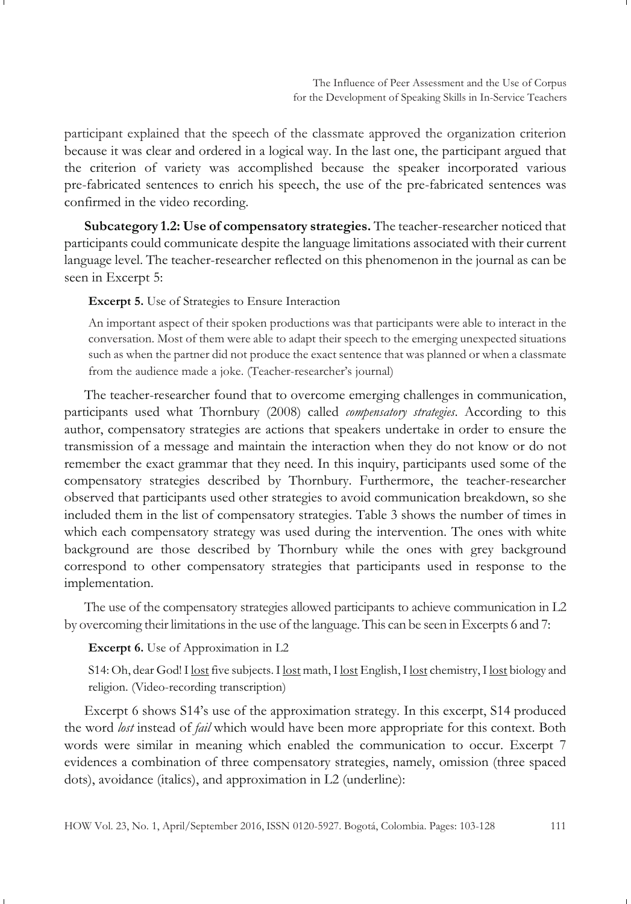participant explained that the speech of the classmate approved the organization criterion because it was clear and ordered in a logical way. In the last one, the participant argued that the criterion of variety was accomplished because the speaker incorporated various pre-fabricated sentences to enrich his speech, the use of the pre-fabricated sentences was confirmed in the video recording.

**Subcategory 1.2: Use of compensatory strategies.** The teacher-researcher noticed that participants could communicate despite the language limitations associated with their current language level. The teacher-researcher reflected on this phenomenon in the journal as can be seen in Excerpt 5:

**Excerpt 5.** Use of Strategies to Ensure Interaction

> An important aspect of their spoken productions was that participants were able to interact in the conversation. Most of them were able to adapt their speech to the emerging unexpected situations such as when the partner did not produce the exact sentence that was planned or when a classmate from the audience made a joke. (Teacher-researcher's journal)

The teacher-researcher found that to overcome emerging challenges in communication, participants used what Thornbury (2008) called *compensatory strategies*. According to this author, compensatory strategies are actions that speakers undertake in order to ensure the transmission of a message and maintain the interaction when they do not know or do not remember the exact grammar that they need. In this inquiry, participants used some of the compensatory strategies described by Thornbury. Furthermore, the teacher-researcher observed that participants used other strategies to avoid communication breakdown, so she included them in the list of compensatory strategies. Table 3 shows the number of times in which each compensatory strategy was used during the intervention. The ones with white background are those described by Thornbury while the ones with grey background correspond to other compensatory strategies that participants used in response to the implementation.

The use of the compensatory strategies allowed participants to achieve communication in L2 by overcoming their limitations in the use of the language. This can be seen in Excerpts 6 and 7:

**Excerpt 6.** Use of Approximation in L2

> S14: Oh, dear God! I <u>lost</u> five subjects. I <u>lost</u> math, I <u>lost</u> English, I <u>lost</u> chemistry, I <u>lost</u> biology and religion. (Video-recording transcription)

Excerpt 6 shows S14's use of the approximation strategy. In this excerpt, S14 produced the word *lost* instead of *fail* which would have been more appropriate for this context. Both words were similar in meaning which enabled the communication to occur. Excerpt 7 evidences a combination of three compensatory strategies, namely, omission (three spaced dots), avoidance (italics), and approximation in L2 (underline):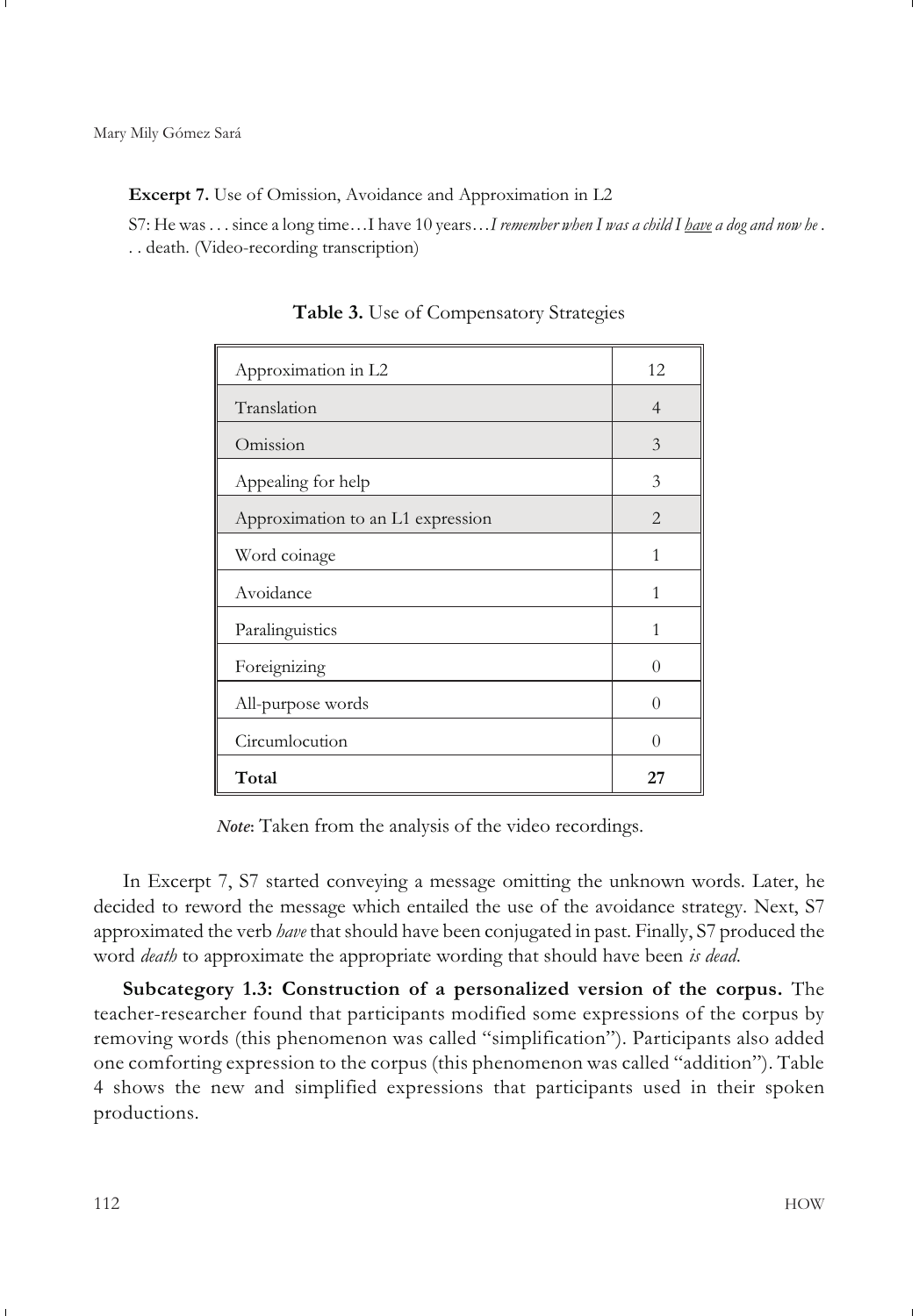**Excerpt 7.** Use of Omission, Avoidance and Approximation in L2

S7: He was . . . since a long time…I have 10 years…*I remember when I was a child I* *<u>have</u>* *a dog and now he* . . . death. (Video-recording transcription)

**Table 3.** Use of Compensatory Strategies

| Strategy | Count |
|---|---|
| Approximation in L2 | 12 |
| Translation | 4 |
| Omission | 3 |
| Appealing for help | 3 |
| Approximation to an L1 expression | 2 |
| Word coinage | 1 |
| Avoidance | 1 |
| Paralinguistics | 1 |
| Foreignizing | 0 |
| All-purpose words | 0 |
| Circumlocution | 0 |
| **Total** | **27** |

*Note*: Taken from the analysis of the video recordings.

In Excerpt 7, S7 started conveying a message omitting the unknown words. Later, he decided to reword the message which entailed the use of the avoidance strategy. Next, S7 approximated the verb *have* that should have been conjugated in past. Finally, S7 produced the word *death* to approximate the appropriate wording that should have been *is dead*.

**Subcategory 1.3: Construction of a personalized version of the corpus.** The teacher-researcher found that participants modified some expressions of the corpus by removing words (this phenomenon was called "simplification"). Participants also added one comforting expression to the corpus (this phenomenon was called "addition"). Table 4 shows the new and simplified expressions that participants used in their spoken productions.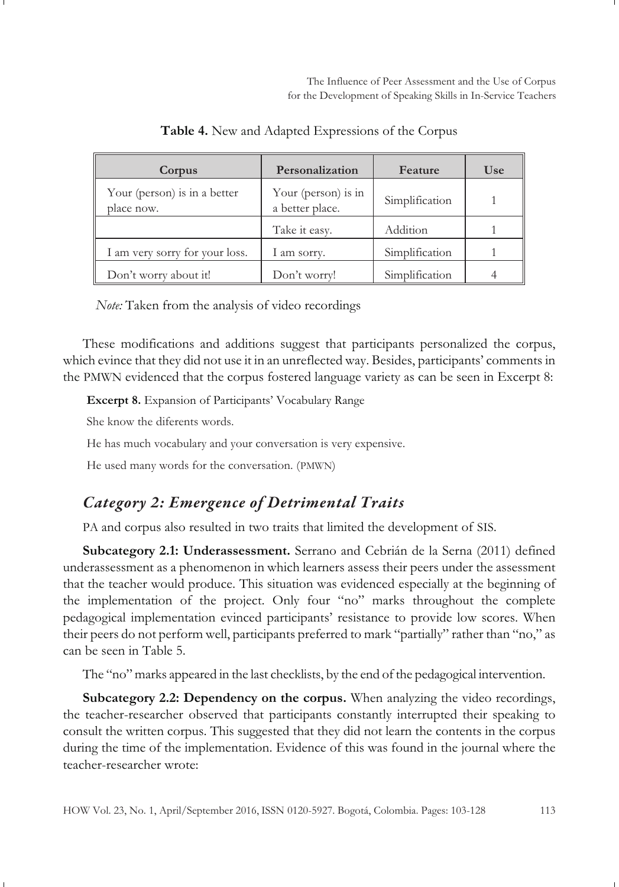**Table 4.** New and Adapted Expressions of the Corpus

| Corpus | Personalization | Feature | Use |
|---|---|---|---|
| Your (person) is in a better place now. | Your (person) is in a better place. | Simplification | 1 |
| | Take it easy. | Addition | 1 |
| I am very sorry for your loss. | I am sorry. | Simplification | 1 |
| Don't worry about it! | Don't worry! | Simplification | 4 |

*Note:* Taken from the analysis of video recordings

These modifications and additions suggest that participants personalized the corpus, which evince that they did not use it in an unreflected way. Besides, participants' comments in the PMWN evidenced that the corpus fostered language variety as can be seen in Excerpt 8:

**Excerpt 8.** Expansion of Participants' Vocabulary Range

She know the diferents words.

He has much vocabulary and your conversation is very expensive.

He used many words for the conversation. (PMWN)

## *Category 2: Emergence of Detrimental Traits*

PA and corpus also resulted in two traits that limited the development of SIS.

**Subcategory 2.1: Underassessment.** Serrano and Cebrián de la Serna (2011) defined underassessment as a phenomenon in which learners assess their peers under the assessment that the teacher would produce. This situation was evidenced especially at the beginning of the implementation of the project. Only four "no" marks throughout the complete pedagogical implementation evinced participants' resistance to provide low scores. When their peers do not perform well, participants preferred to mark "partially" rather than "no," as can be seen in Table 5.

The "no" marks appeared in the last checklists, by the end of the pedagogical intervention.

**Subcategory 2.2: Dependency on the corpus.** When analyzing the video recordings, the teacher-researcher observed that participants constantly interrupted their speaking to consult the written corpus. This suggested that they did not learn the contents in the corpus during the time of the implementation. Evidence of this was found in the journal where the teacher-researcher wrote: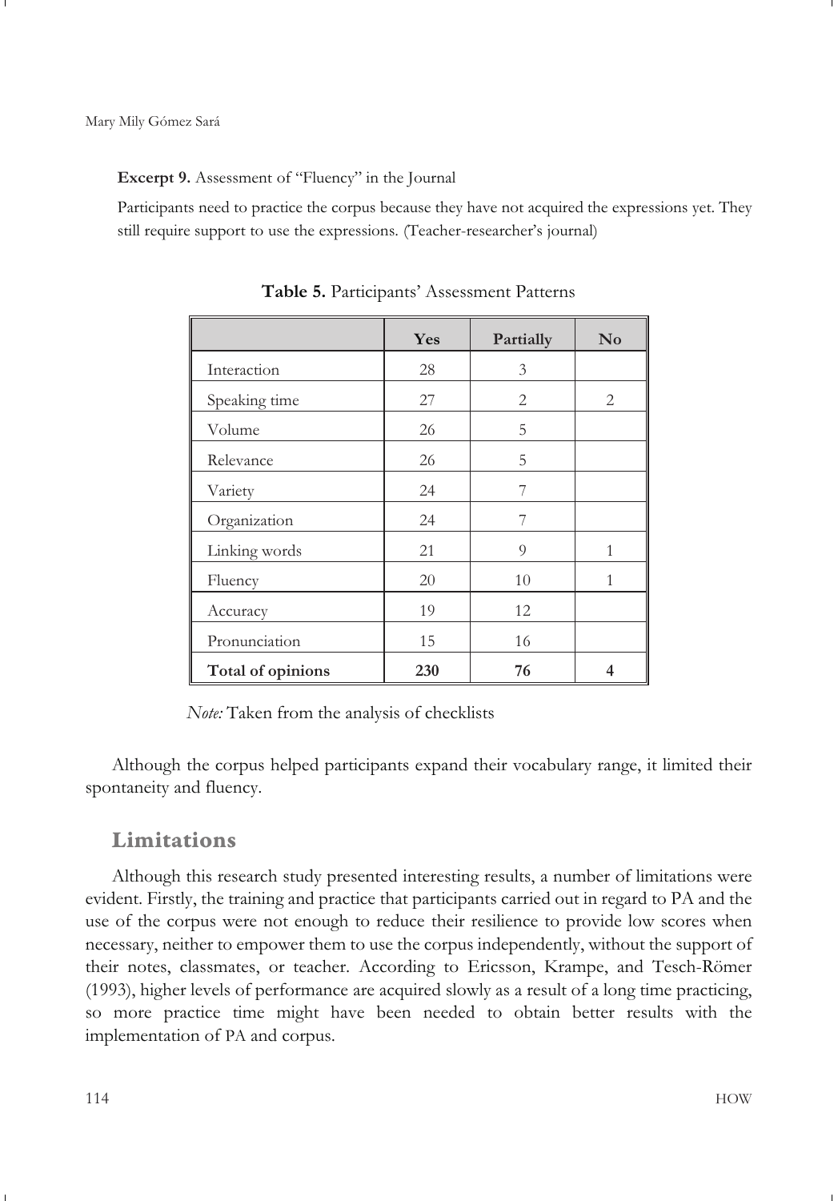**Excerpt 9.** Assessment of "Fluency" in the Journal

Participants need to practice the corpus because they have not acquired the expressions yet. They still require support to use the expressions. (Teacher-researcher's journal)

**Table 5.** Participants' Assessment Patterns

| | Yes | Partially | No |
|---|---|---|---|
| Interaction | 28 | 3 | |
| Speaking time | 27 | 2 | 2 |
| Volume | 26 | 5 | |
| Relevance | 26 | 5 | |
| Variety | 24 | 7 | |
| Organization | 24 | 7 | |
| Linking words | 21 | 9 | 1 |
| Fluency | 20 | 10 | 1 |
| Accuracy | 19 | 12 | |
| Pronunciation | 15 | 16 | |
| **Total of opinions** | **230** | **76** | **4** |

*Note:* Taken from the analysis of checklists

Although the corpus helped participants expand their vocabulary range, it limited their spontaneity and fluency.

## Limitations

Although this research study presented interesting results, a number of limitations were evident. Firstly, the training and practice that participants carried out in regard to PA and the use of the corpus were not enough to reduce their resilience to provide low scores when necessary, neither to empower them to use the corpus independently, without the support of their notes, classmates, or teacher. According to Ericsson, Krampe, and Tesch-Römer (1993), higher levels of performance are acquired slowly as a result of a long time practicing, so more practice time might have been needed to obtain better results with the implementation of PA and corpus.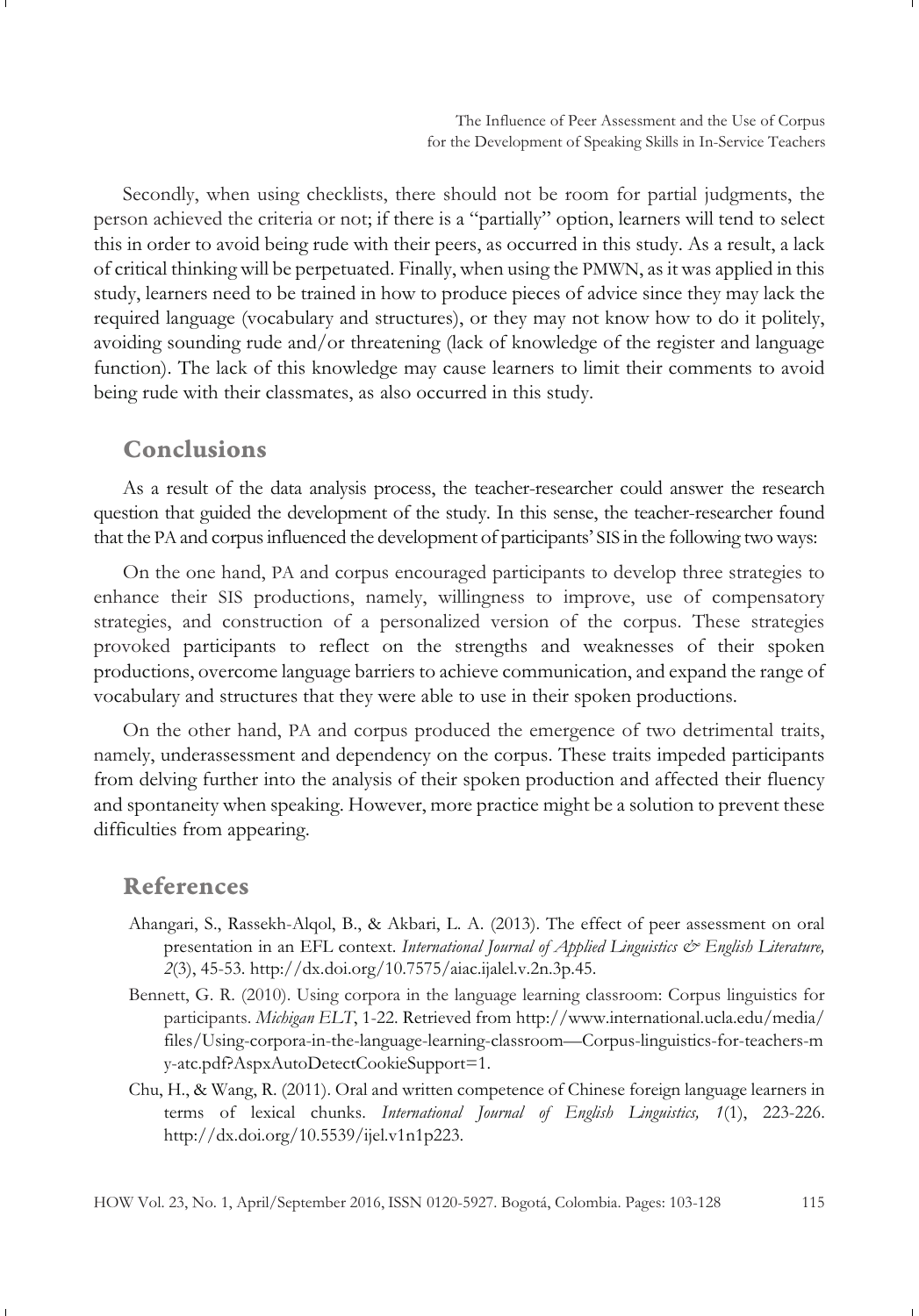Secondly, when using checklists, there should not be room for partial judgments, the person achieved the criteria or not; if there is a "partially" option, learners will tend to select this in order to avoid being rude with their peers, as occurred in this study. As a result, a lack of critical thinking will be perpetuated. Finally, when using the PMWN, as it was applied in this study, learners need to be trained in how to produce pieces of advice since they may lack the required language (vocabulary and structures), or they may not know how to do it politely, avoiding sounding rude and/or threatening (lack of knowledge of the register and language function). The lack of this knowledge may cause learners to limit their comments to avoid being rude with their classmates, as also occurred in this study.

## Conclusions

As a result of the data analysis process, the teacher-researcher could answer the research question that guided the development of the study. In this sense, the teacher-researcher found that the PA and corpus influenced the development of participants' SIS in the following two ways:

On the one hand, PA and corpus encouraged participants to develop three strategies to enhance their SIS productions, namely, willingness to improve, use of compensatory strategies, and construction of a personalized version of the corpus. These strategies provoked participants to reflect on the strengths and weaknesses of their spoken productions, overcome language barriers to achieve communication, and expand the range of vocabulary and structures that they were able to use in their spoken productions.

On the other hand, PA and corpus produced the emergence of two detrimental traits, namely, underassessment and dependency on the corpus. These traits impeded participants from delving further into the analysis of their spoken production and affected their fluency and spontaneity when speaking. However, more practice might be a solution to prevent these difficulties from appearing.

## References

Ahangari, S., Rassekh-Alqol, B., & Akbari, L. A. (2013). The effect of peer assessment on oral presentation in an EFL context. *International Journal of Applied Linguistics & English Literature, 2*(3), 45-53. http://dx.doi.org/10.7575/aiac.ijalel.v.2n.3p.45.

Bennett, G. R. (2010). Using corpora in the language learning classroom: Corpus linguistics for participants. *Michigan ELT*, 1-22. Retrieved from http://www.international.ucla.edu/media/files/Using-corpora-in-the-language-learning-classroom—Corpus-linguistics-for-teachers-my-atc.pdf?AspxAutoDetectCookieSupport=1.

Chu, H., & Wang, R. (2011). Oral and written competence of Chinese foreign language learners in terms of lexical chunks. *International Journal of English Linguistics, 1*(1), 223-226. http://dx.doi.org/10.5539/ijel.v1n1p223.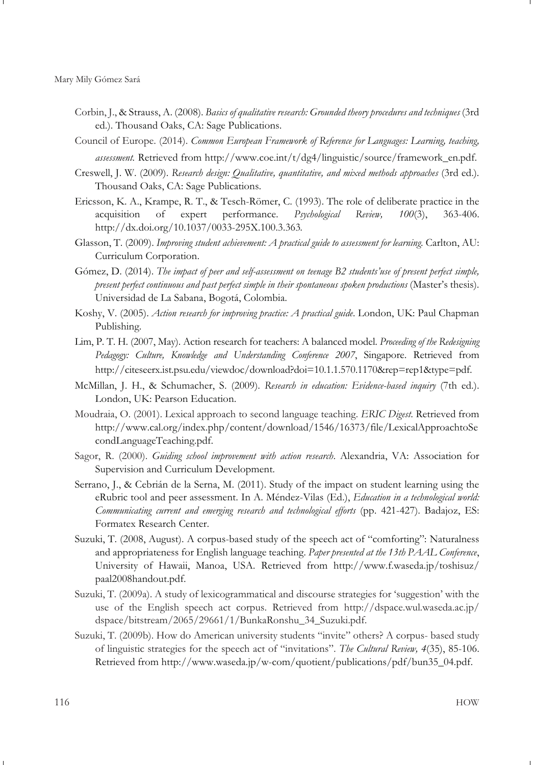Corbin, J., & Strauss, A. (2008). *Basics of qualitative research: Grounded theory procedures and techniques* (3rd ed.). Thousand Oaks, CA: Sage Publications.

Council of Europe. (2014). *Common European Framework of Reference for Languages: Learning, teaching, assessment.* Retrieved from http://www.coe.int/t/dg4/linguistic/source/framework_en.pdf.

Creswell, J. W. (2009). *Research design: Qualitative, quantitative, and mixed methods approaches* (3rd ed.). Thousand Oaks, CA: Sage Publications.

Ericsson, K. A., Krampe, R. T., & Tesch-Römer, C. (1993). The role of deliberate practice in the acquisition of expert performance. *Psychological Review, 100*(3), 363-406. http://dx.doi.org/10.1037/0033-295X.100.3.363.

Glasson, T. (2009). *Improving student achievement: A practical guide to assessment for learning.* Carlton, AU: Curriculum Corporation.

Gómez, D. (2014). *The impact of peer and self-assessment on teenage B2 students'use of present perfect simple, present perfect continuous and past perfect simple in their spontaneous spoken productions* (Master's thesis). Universidad de La Sabana, Bogotá, Colombia.

Koshy, V. (2005). *Action research for improving practice: A practical guide*. London, UK: Paul Chapman Publishing.

Lim, P. T. H. (2007, May). Action research for teachers: A balanced model. *Proceeding of the Redesigning Pedagogy: Culture, Knowledge and Understanding Conference 2007*, Singapore. Retrieved from http://citeseerx.ist.psu.edu/viewdoc/download?doi=10.1.1.570.1170&rep=rep1&type=pdf.

McMillan, J. H., & Schumacher, S. (2009). *Research in education: Evidence-based inquiry* (7th ed.). London, UK: Pearson Education.

Moudraia, O. (2001). Lexical approach to second language teaching. *ERIC Digest*. Retrieved from http://www.cal.org/index.php/content/download/1546/16373/file/LexicalApproachtoSecondLanguageTeaching.pdf.

Sagor, R. (2000). *Guiding school improvement with action research*. Alexandria, VA: Association for Supervision and Curriculum Development.

Serrano, J., & Cebrián de la Serna, M. (2011). Study of the impact on student learning using the eRubric tool and peer assessment. In A. Méndez-Vilas (Ed.), *Education in a technological world: Communicating current and emerging research and technological efforts* (pp. 421-427). Badajoz, ES: Formatex Research Center.

Suzuki, T. (2008, August). A corpus-based study of the speech act of "comforting": Naturalness and appropriateness for English language teaching. *Paper presented at the 13th PAAL Conference*, University of Hawaii, Manoa, USA. Retrieved from http://www.f.waseda.jp/toshisuz/paal2008handout.pdf.

Suzuki, T. (2009a). A study of lexicogrammatical and discourse strategies for 'suggestion' with the use of the English speech act corpus. Retrieved from http://dspace.wul.waseda.ac.jp/dspace/bitstream/2065/29661/1/BunkaRonshu_34_Suzuki.pdf.

Suzuki, T. (2009b). How do American university students "invite" others? A corpus- based study of linguistic strategies for the speech act of "invitations". *The Cultural Review, 4*(35), 85-106. Retrieved from http://www.waseda.jp/w-com/quotient/publications/pdf/bun35_04.pdf.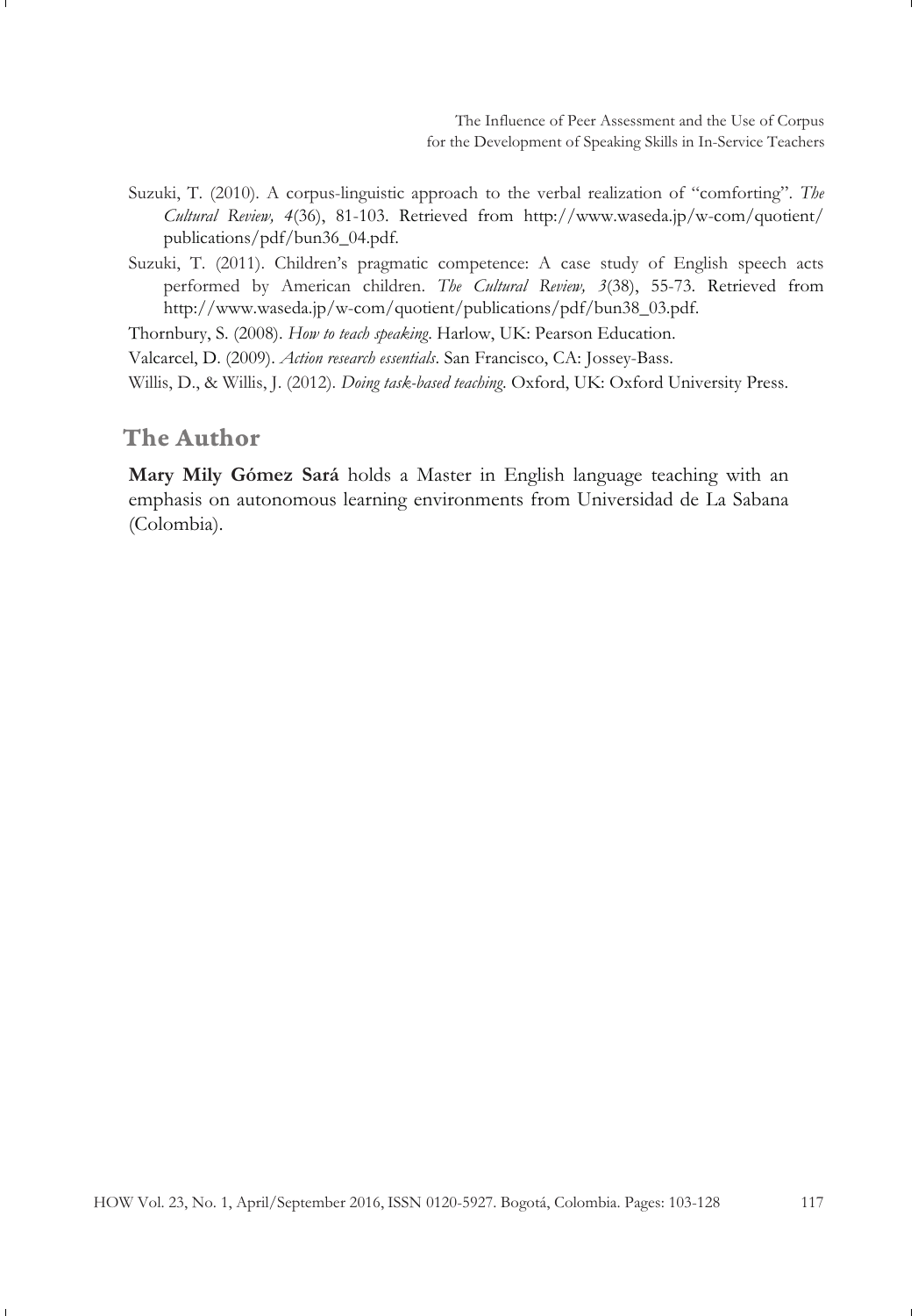Suzuki, T. (2010). A corpus-linguistic approach to the verbal realization of "comforting". *The Cultural Review, 4*(36), 81-103. Retrieved from http://www.waseda.jp/w-com/quotient/publications/pdf/bun36_04.pdf.

Suzuki, T. (2011). Children's pragmatic competence: A case study of English speech acts performed by American children. *The Cultural Review, 3*(38), 55-73. Retrieved from http://www.waseda.jp/w-com/quotient/publications/pdf/bun38_03.pdf.

Thornbury, S. (2008). *How to teach speaking*. Harlow, UK: Pearson Education.

Valcarcel, D. (2009). *Action research essentials*. San Francisco, CA: Jossey-Bass.

Willis, D., & Willis, J. (2012). *Doing task-based teaching*. Oxford, UK: Oxford University Press.

## The Author

**Mary Mily Gómez Sará** holds a Master in English language teaching with an emphasis on autonomous learning environments from Universidad de La Sabana (Colombia).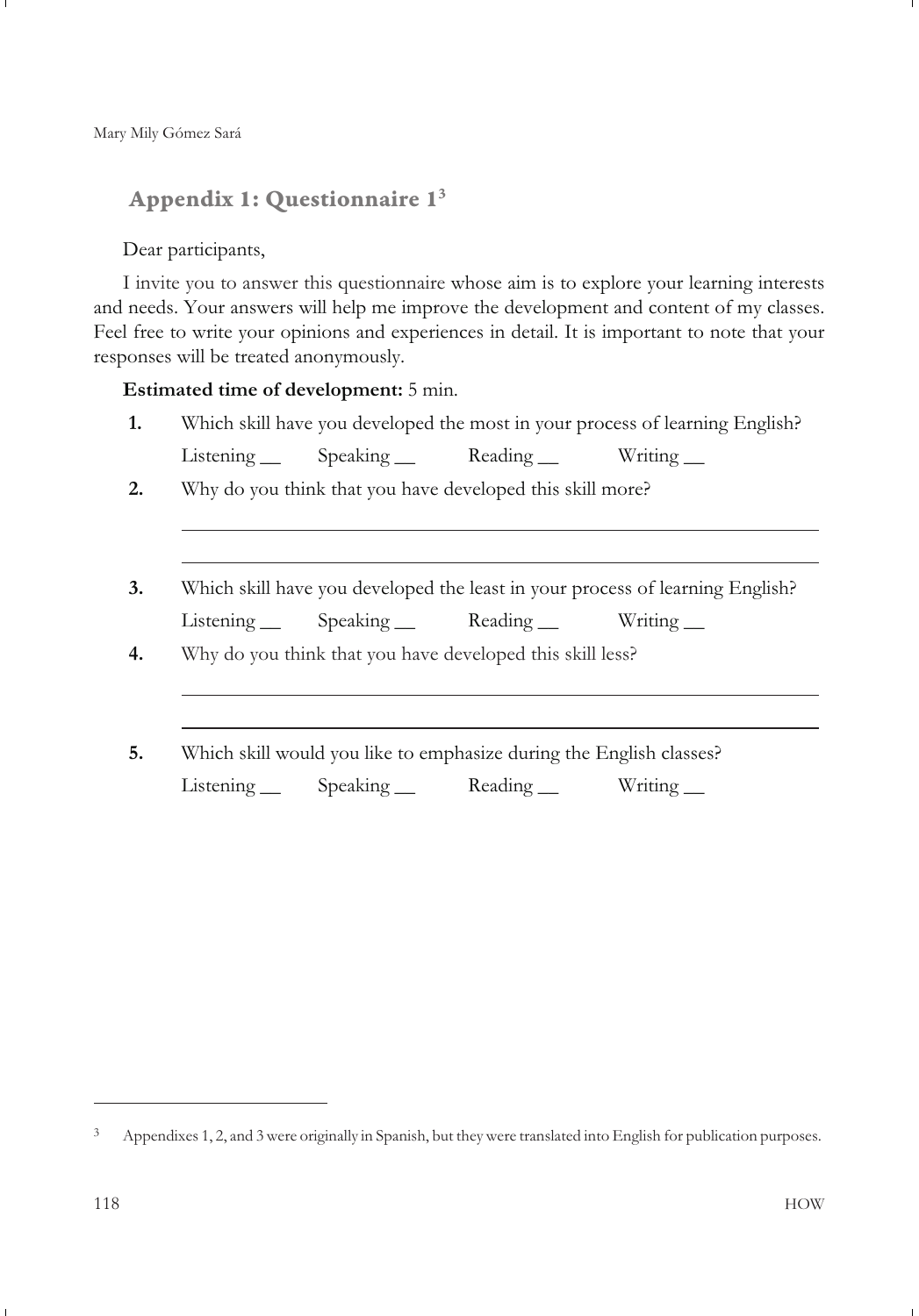## Appendix 1: Questionnaire 1[3]

Dear participants,

I invite you to answer this questionnaire whose aim is to explore your learning interests and needs. Your answers will help me improve the development and content of my classes. Feel free to write your opinions and experiences in detail. It is important to note that your responses will be treated anonymously.

**Estimated time of development:** 5 min.

**1.** Which skill have you developed the most in your process of learning English?

Listening __ Speaking __ Reading __ Writing __

**2.** Why do you think that you have developed this skill more?

______________________________________________________________

______________________________________________________________

**3.** Which skill have you developed the least in your process of learning English?

Listening __ Speaking __ Reading __ Writing __

**4.** Why do you think that you have developed this skill less?

______________________________________________________________

______________________________________________________________

**5.** Which skill would you like to emphasize during the English classes?

Listening __ Speaking __ Reading __ Writing __

---

[3] Appendixes 1, 2, and 3 were originally in Spanish, but they were translated into English for publication purposes.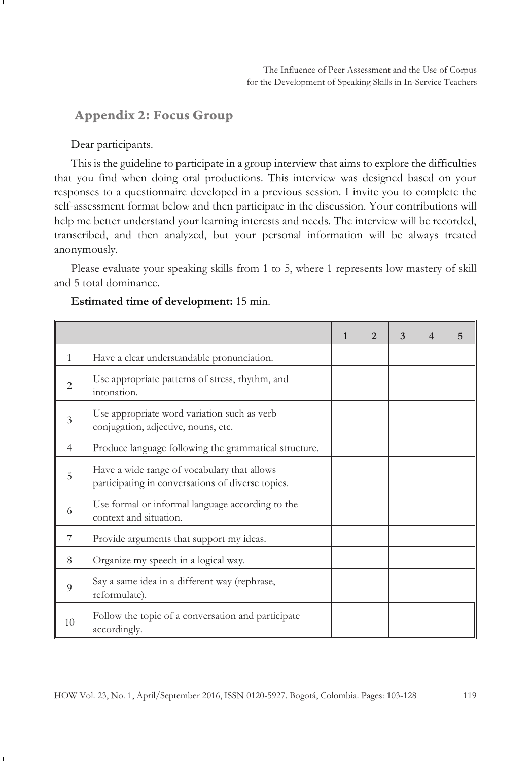## Appendix 2: Focus Group

Dear participants.

This is the guideline to participate in a group interview that aims to explore the difficulties that you find when doing oral productions. This interview was designed based on your responses to a questionnaire developed in a previous session. I invite you to complete the self-assessment format below and then participate in the discussion. Your contributions will help me better understand your learning interests and needs. The interview will be recorded, transcribed, and then analyzed, but your personal information will be always treated anonymously.

Please evaluate your speaking skills from 1 to 5, where 1 represents low mastery of skill and 5 total dominance.

**Estimated time of development:** 15 min.

| | | 1 | 2 | 3 | 4 | 5 |
|---|---|---|---|---|---|---|
| 1 | Have a clear understandable pronunciation. | | | | | |
| 2 | Use appropriate patterns of stress, rhythm, and intonation. | | | | | |
| 3 | Use appropriate word variation such as verb conjugation, adjective, nouns, etc. | | | | | |
| 4 | Produce language following the grammatical structure. | | | | | |
| 5 | Have a wide range of vocabulary that allows participating in conversations of diverse topics. | | | | | |
| 6 | Use formal or informal language according to the context and situation. | | | | | |
| 7 | Provide arguments that support my ideas. | | | | | |
| 8 | Organize my speech in a logical way. | | | | | |
| 9 | Say a same idea in a different way (rephrase, reformulate). | | | | | |
| 10 | Follow the topic of a conversation and participate accordingly. | | | | | |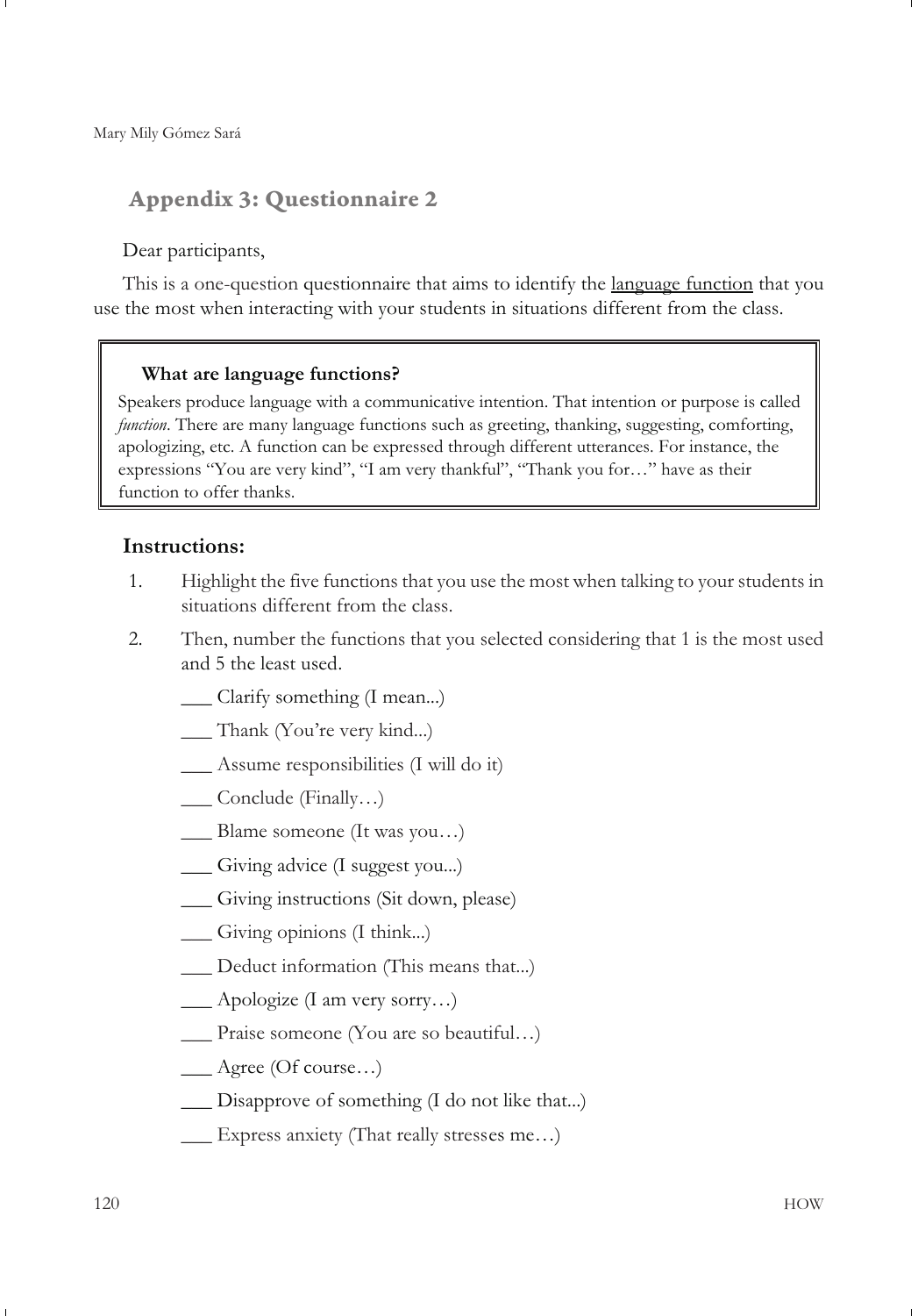## Appendix 3: Questionnaire 2

Dear participants,

This is a one-question questionnaire that aims to identify the language function that you use the most when interacting with your students in situations different from the class.

> **What are language functions?**
>
> Speakers produce language with a communicative intention. That intention or purpose is called *function*. There are many language functions such as greeting, thanking, suggesting, comforting, apologizing, etc. A function can be expressed through different utterances. For instance, the expressions "You are very kind", "I am very thankful", "Thank you for…" have as their function to offer thanks.

### Instructions:

1. Highlight the five functions that you use the most when talking to your students in situations different from the class.
2. Then, number the functions that you selected considering that 1 is the most used and 5 the least used.

___ Clarify something (I mean...)

___ Thank (You're very kind...)

___ Assume responsibilities (I will do it)

___ Conclude (Finally…)

___ Blame someone (It was you…)

___ Giving advice (I suggest you...)

___ Giving instructions (Sit down, please)

___ Giving opinions (I think...)

___ Deduct information (This means that...)

___ Apologize (I am very sorry…)

___ Praise someone (You are so beautiful…)

___ Agree (Of course…)

___ Disapprove of something (I do not like that...)

___ Express anxiety (That really stresses me…)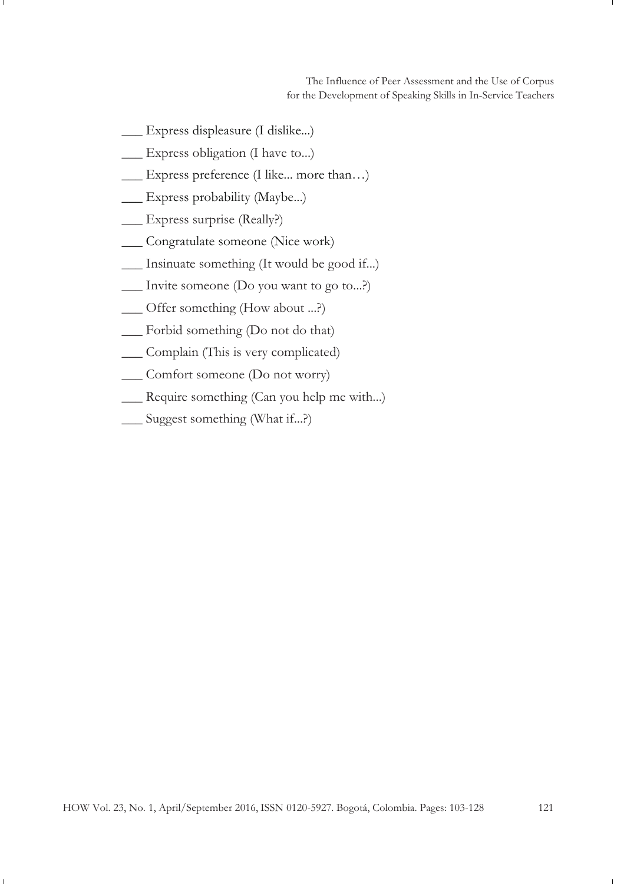___ Express displeasure (I dislike...)

___ Express obligation (I have to...)

___ Express preference (I like... more than…)

___ Express probability (Maybe...)

___ Express surprise (Really?)

___ Congratulate someone (Nice work)

___ Insinuate something (It would be good if...)

___ Invite someone (Do you want to go to...?)

___ Offer something (How about ...?)

___ Forbid something (Do not do that)

___ Complain (This is very complicated)

___ Comfort someone (Do not worry)

___ Require something (Can you help me with...)

___ Suggest something (What if...?)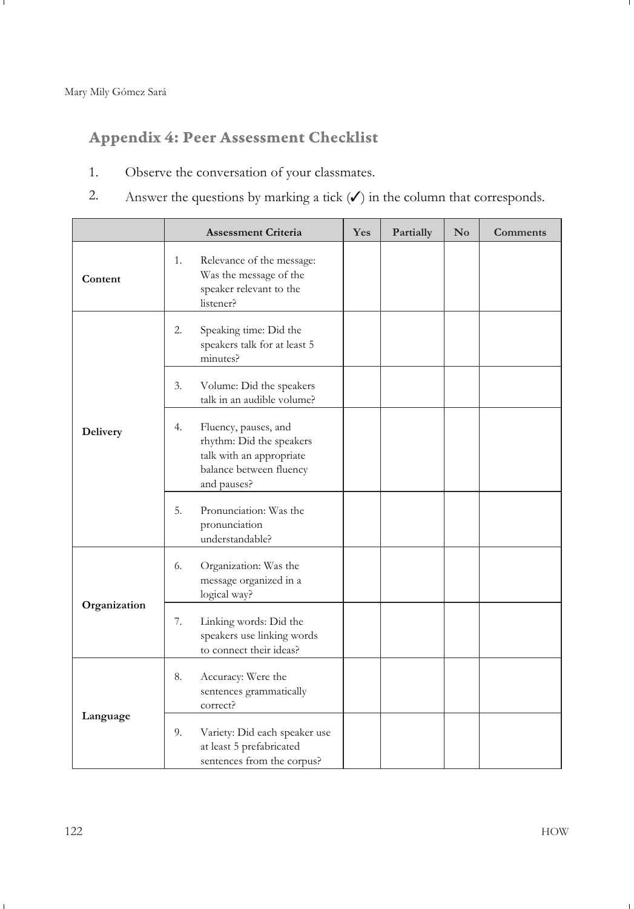## Appendix 4: Peer Assessment Checklist

1. Observe the conversation of your classmates.
2. Answer the questions by marking a tick (✓) in the column that corresponds.

| | Assessment Criteria | Yes | Partially | No | Comments |
|---|---|---|---|---|---|
| **Content** | 1. Relevance of the message: Was the message of the speaker relevant to the listener? | | | | |
| **Delivery** | 2. Speaking time: Did the speakers talk for at least 5 minutes? | | | | |
| | 3. Volume: Did the speakers talk in an audible volume? | | | | |
| | 4. Fluency, pauses, and rhythm: Did the speakers talk with an appropriate balance between fluency and pauses? | | | | |
| | 5. Pronunciation: Was the pronunciation understandable? | | | | |
| **Organization** | 6. Organization: Was the message organized in a logical way? | | | | |
| | 7. Linking words: Did the speakers use linking words to connect their ideas? | | | | |
| **Language** | 8. Accuracy: Were the sentences grammatically correct? | | | | |
| | 9. Variety: Did each speaker use at least 5 prefabricated sentences from the corpus? | | | | |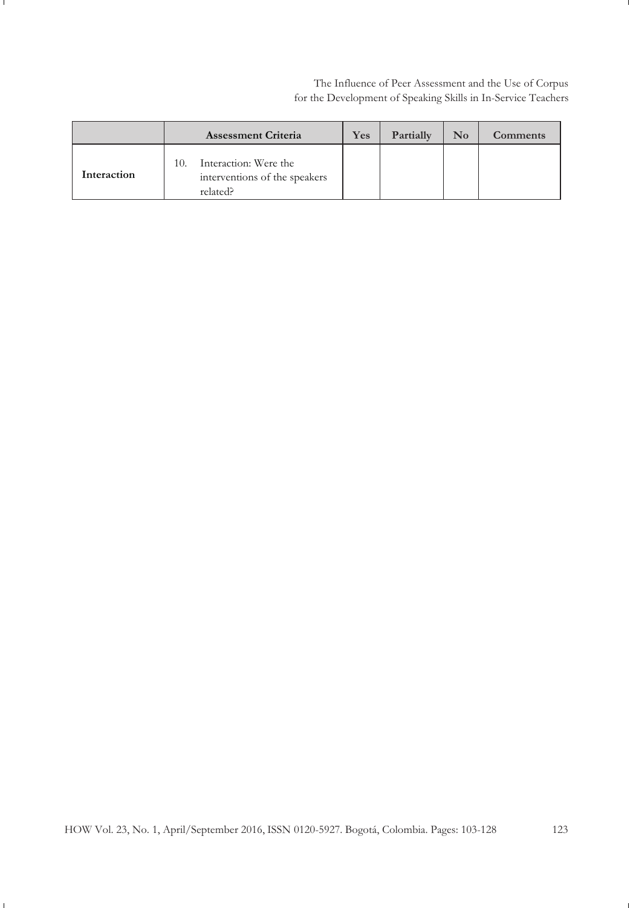| | Assessment Criteria | Yes | Partially | No | Comments |
|---|---|---|---|---|---|
| **Interaction** | 10. Interaction: Were the interventions of the speakers related? | | | | |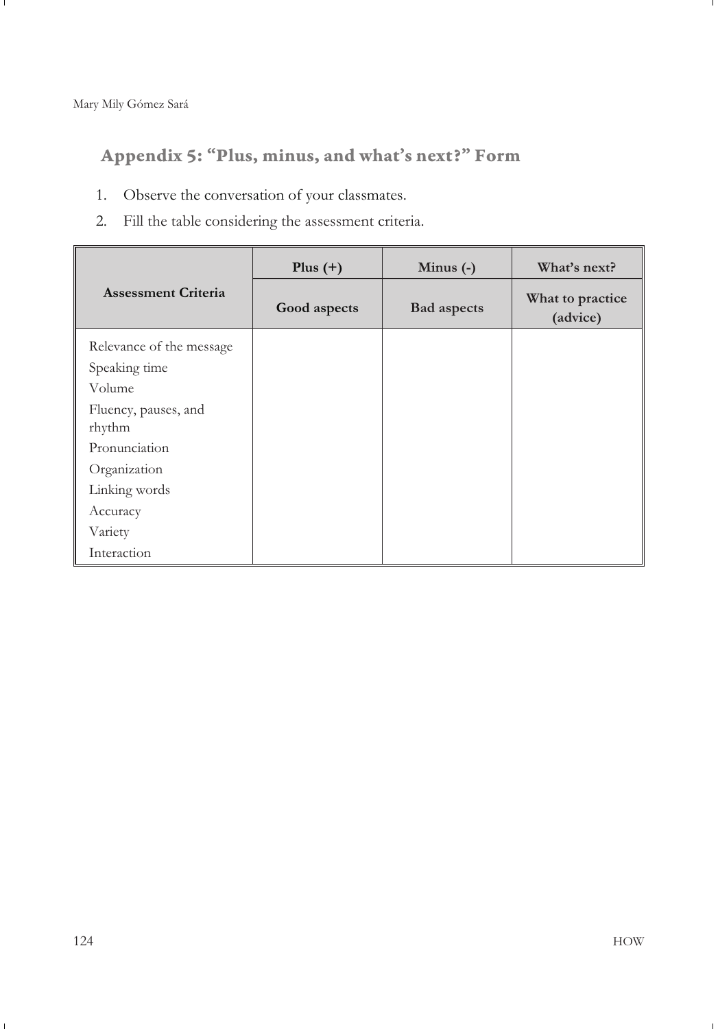## Appendix 5: "Plus, minus, and what's next?" Form

1. Observe the conversation of your classmates.
2. Fill the table considering the assessment criteria.

| Assessment Criteria | Plus (+) | Minus (-) | What's next? |
|---|---|---|---|
| | Good aspects | Bad aspects | What to practice (advice) |
| Relevance of the message<br>Speaking time<br>Volume<br>Fluency, pauses, and rhythm<br>Pronunciation<br>Organization<br>Linking words<br>Accuracy<br>Variety<br>Interaction | | | |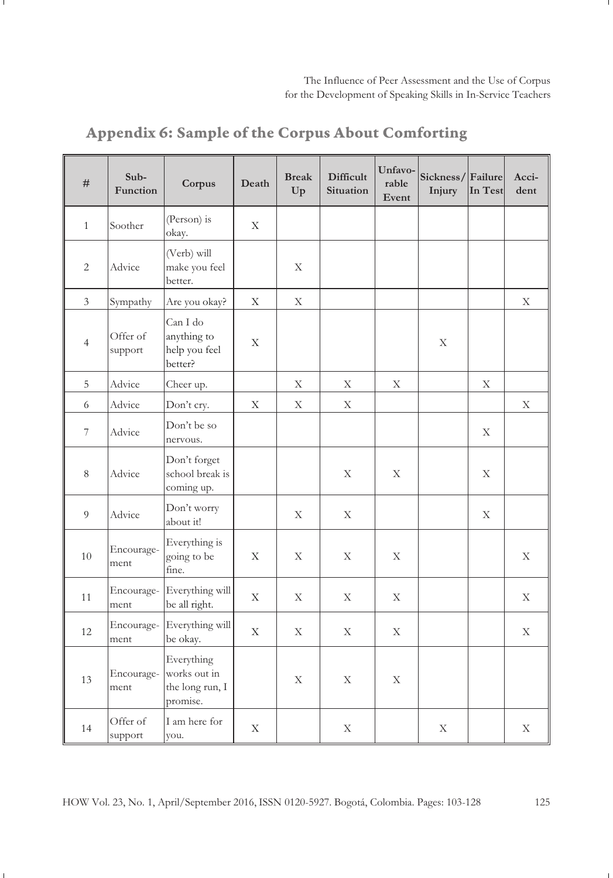## Appendix 6: Sample of the Corpus About Comforting

| # | Sub-Function | Corpus | Death | Break Up | Difficult Situation | Unfavorable Event | Sickness/ Injury | Failure In Test | Accident |
|---|---|---|---|---|---|---|---|---|---|
| 1 | Soother | (Person) is okay. | X | | | | | | |
| 2 | Advice | (Verb) will make you feel better. | | X | | | | | |
| 3 | Sympathy | Are you okay? | X | X | | | | | X |
| 4 | Offer of support | Can I do anything to help you feel better? | X | | | | X | | |
| 5 | Advice | Cheer up. | | X | X | X | | X | |
| 6 | Advice | Don't cry. | X | X | X | | | | X |
| 7 | Advice | Don't be so nervous. | | | | | | X | |
| 8 | Advice | Don't forget school break is coming up. | | | X | X | | X | |
| 9 | Advice | Don't worry about it! | | X | X | | | X | |
| 10 | Encouragement | Everything is going to be fine. | X | X | X | X | | | X |
| 11 | Encouragement | Everything will be all right. | X | X | X | X | | | X |
| 12 | Encouragement | Everything will be okay. | X | X | X | X | | | X |
| 13 | Encouragement | Everything works out in the long run, I promise. | | X | X | X | | | |
| 14 | Offer of support | I am here for you. | X | | X | | X | | X |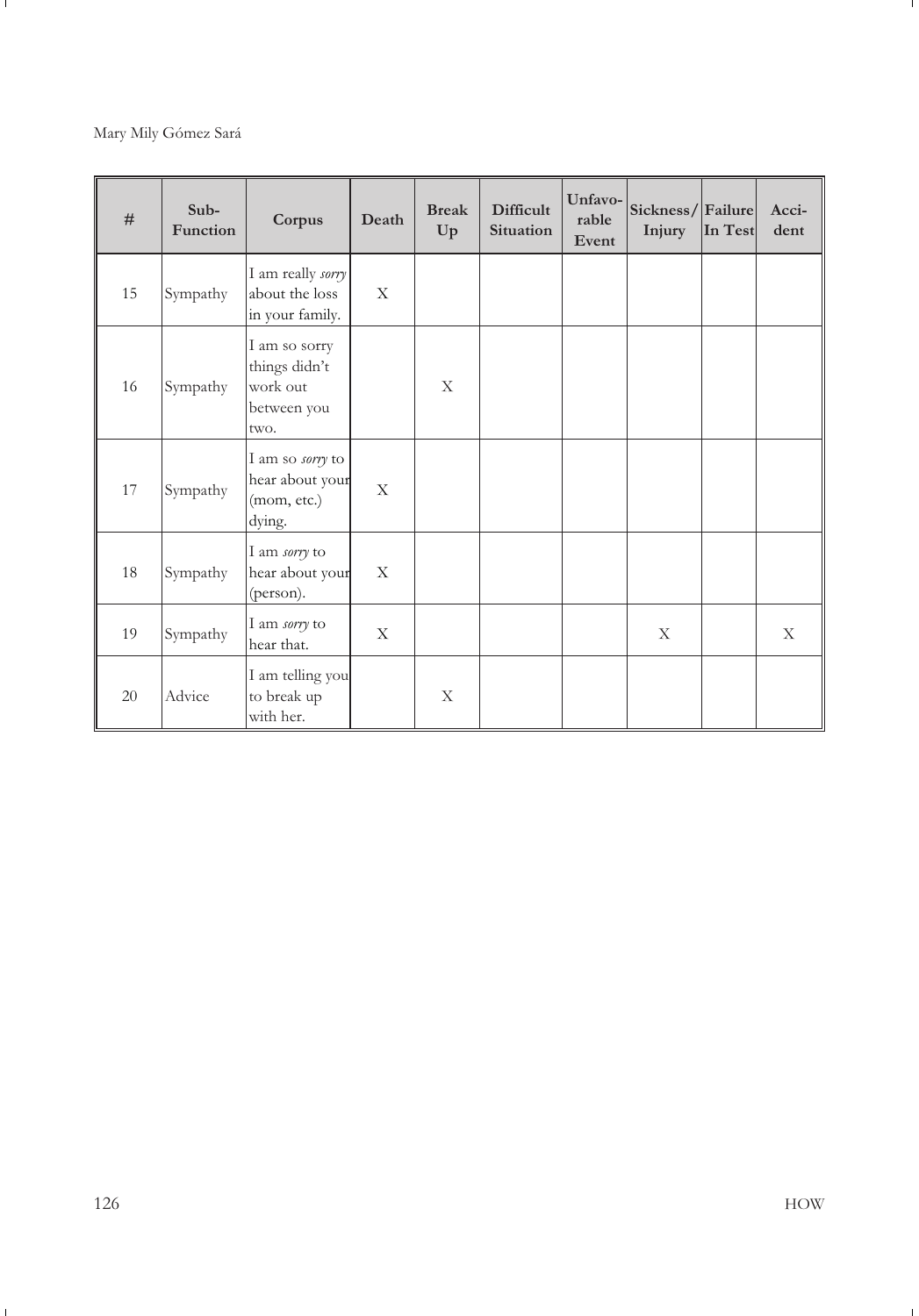| # | Sub-Function | Corpus | Death | Break Up | Difficult Situation | Unfavo-rable Event | Sickness/ Injury | Failure In Test | Acci-dent |
|---|---|---|---|---|---|---|---|---|---|
| 15 | Sympathy | I am really *sorry* about the loss in your family. | X | | | | | | |
| 16 | Sympathy | I am so sorry things didn't work out between you two. | | X | | | | | |
| 17 | Sympathy | I am so *sorry* to hear about your (mom, etc.) dying. | X | | | | | | |
| 18 | Sympathy | I am *sorry* to hear about your (person). | X | | | | | | |
| 19 | Sympathy | I am *sorry* to hear that. | X | | | | X | | X |
| 20 | Advice | I am telling you to break up with her. | | X | | | | | |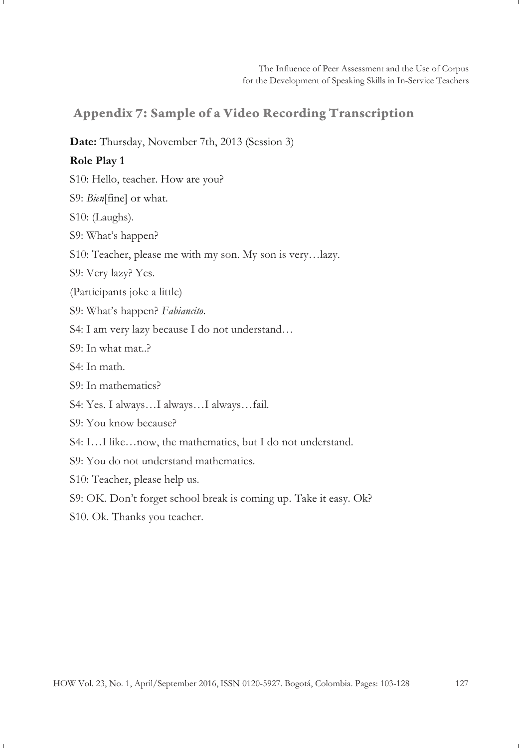## Appendix 7: Sample of a Video Recording Transcription

**Date:** Thursday, November 7th, 2013 (Session 3)

**Role Play 1**

S10: Hello, teacher. How are you?

S9: *Bien*[fine] or what.

S10: (Laughs).

S9: What's happen?

S10: Teacher, please me with my son. My son is very…lazy.

S9: Very lazy? Yes.

(Participants joke a little)

S9: What's happen? *Fabiancito*.

S4: I am very lazy because I do not understand…

S9: In what mat..?

S4: In math.

S9: In mathematics?

S4: Yes. I always…I always…I always…fail.

S9: You know because?

S4: I…I like…now, the mathematics, but I do not understand.

S9: You do not understand mathematics.

S10: Teacher, please help us.

S9: OK. Don't forget school break is coming up. Take it easy. Ok?

S10. Ok. Thanks you teacher.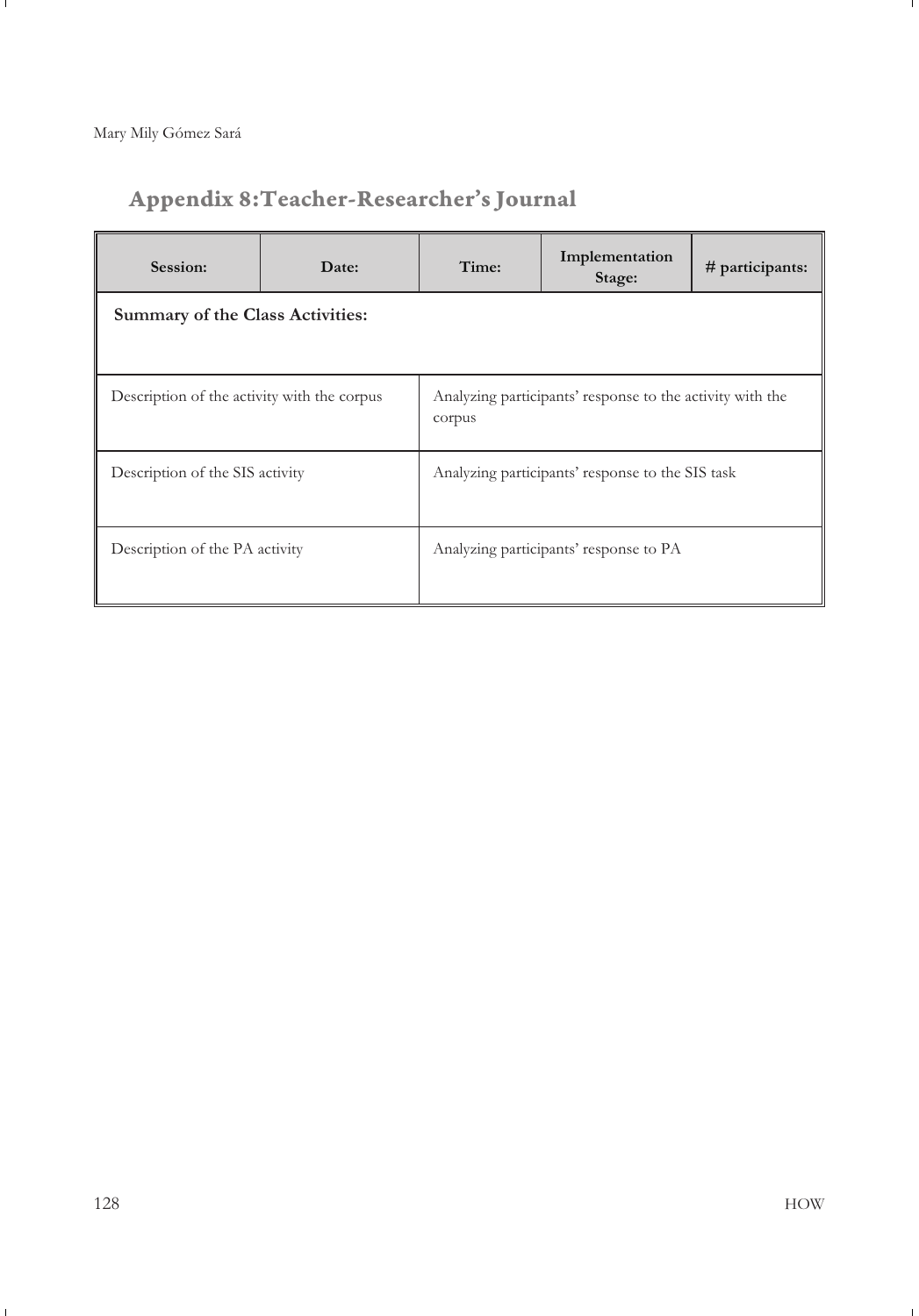## Appendix 8: Teacher-Researcher's Journal

| Session: | Date: | Time: | Implementation Stage: | # participants: |
|---|---|---|---|---|
| **Summary of the Class Activities:** | | | | |
| Description of the activity with the corpus | | Analyzing participants' response to the activity with the corpus | | |
| Description of the SIS activity | | Analyzing participants' response to the SIS task | | |
| Description of the PA activity | | Analyzing participants' response to PA | | |